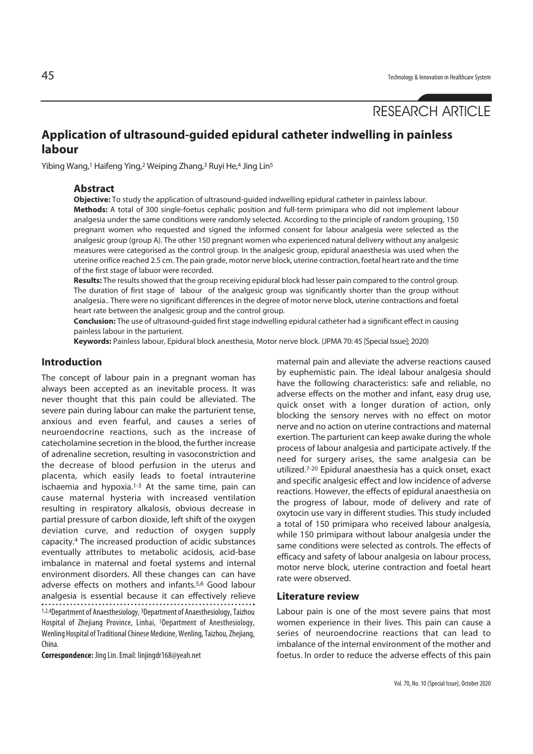RESEARCH ARTICLE

# Application of ultrasound-guided epidural catheter indwelling in painless labour

Yibing Wang,[1] Haifeng Ying,[2] Weiping Zhang,[3] Ruyi He,[4] Jing Lin[5]

## Abstract

**Objective:** To study the application of ultrasound-guided indwelling epidural catheter in painless labour.

**Methods:** A total of 300 single-foetus cephalic position and full-term primipara who did not implement labour analgesia under the same conditions were randomly selected. According to the principle of random grouping, 150 pregnant women who requested and signed the informed consent for labour analgesia were selected as the analgesic group (group A). The other 150 pregnant women who experienced natural delivery without any analgesic measures were categorised as the control group. In the analgesic group, epidural anaesthesia was used when the uterine orifice reached 2.5 cm. The pain grade, motor nerve block, uterine contraction, foetal heart rate and the time of the first stage of labuor were recorded.

**Results:** The results showed that the group receiving epidural block had lesser pain compared to the control group. The duration of first stage of labour of the analgesic group was significantly shorter than the group without analgesia.. There were no significant differences in the degree of motor nerve block, uterine contractions and foetal heart rate between the analgesic group and the control group.

**Conclusion:** The use of ultrasound-guided first stage indwelling epidural catheter had a significant effect in causing painless labour in the parturient.

**Keywords:** Painless labour, Epidural block anesthesia, Motor nerve block. (JPMA 70: 45 [Special Issue]; 2020)

## Introduction

The concept of labour pain in a pregnant woman has always been accepted as an inevitable process. It was never thought that this pain could be alleviated. The severe pain during labour can make the parturient tense, anxious and even fearful, and causes a series of neuroendocrine reactions, such as the increase of catecholamine secretion in the blood, the further increase of adrenaline secretion, resulting in vasoconstriction and the decrease of blood perfusion in the uterus and placenta, which easily leads to foetal intrauterine ischaemia and hypoxia.[1-3] At the same time, pain can cause maternal hysteria with increased ventilation resulting in respiratory alkalosis, obvious decrease in partial pressure of carbon dioxide, left shift of the oxygen deviation curve, and reduction of oxygen supply capacity.[4] The increased production of acidic substances eventually attributes to metabolic acidosis, acid-base imbalance in maternal and foetal systems and internal environment disorders. All these changes can can have adverse effects on mothers and infants.[5,6] Good labour analgesia is essential because it can effectively relieve maternal pain and alleviate the adverse reactions caused by euphemistic pain. The ideal labour analgesia should have the following characteristics: safe and reliable, no adverse effects on the mother and infant, easy drug use, quick onset with a longer duration of action, only blocking the sensory nerves with no effect on motor nerve and no action on uterine contractions and maternal exertion. The parturient can keep awake during the whole process of labour analgesia and participate actively. If the need for surgery arises, the same analgesia can be utilized.[7-20] Epidural anaesthesia has a quick onset, exact and specific analgesic effect and low incidence of adverse reactions. However, the effects of epidural anaesthesia on the progress of labour, mode of delivery and rate of oxytocin use vary in different studies. This study included a total of 150 primipara who received labour analgesia, while 150 primipara without labour analgesia under the same conditions were selected as controls. The effects of efficacy and safety of labour analgesia on labour process, motor nerve block, uterine contraction and foetal heart rate were observed.

[1,2,4]Department of Anaesthesiology, [3]Department of Anaesthesiology, Taizhou Hospital of Zhejiang Province, Linhai, [5]Department of Anesthesiology, Wenling Hospital of Traditional Chinese Medicine, Wenling, Taizhou, Zhejiang, China.

**Correspondence:** Jing Lin. Email: linjingdr168@yeah.net

## Literature review

Labour pain is one of the most severe pains that most women experience in their lives. This pain can cause a series of neuroendocrine reactions that can lead to imbalance of the internal environment of the mother and foetus. In order to reduce the adverse effects of this pain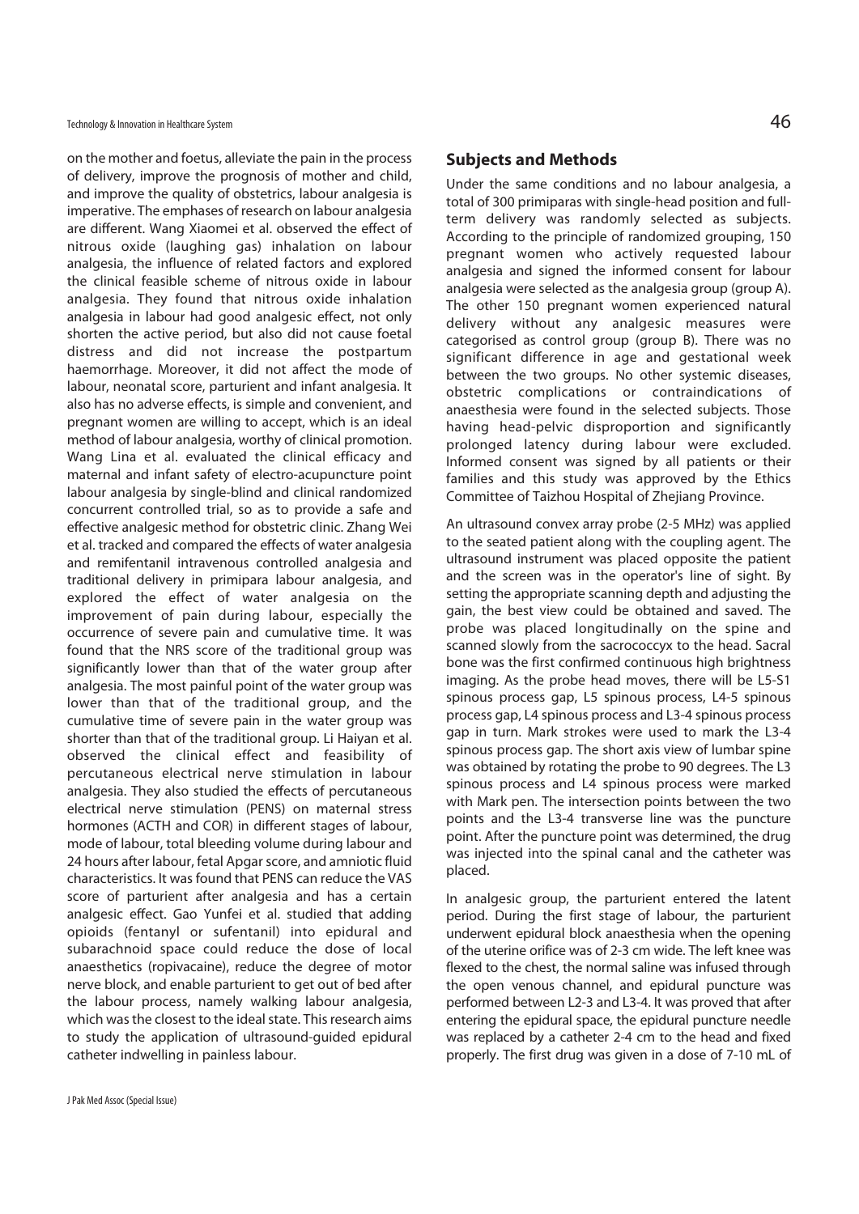on the mother and foetus, alleviate the pain in the process of delivery, improve the prognosis of mother and child, and improve the quality of obstetrics, labour analgesia is imperative. The emphases of research on labour analgesia are different. Wang Xiaomei et al. observed the effect of nitrous oxide (laughing gas) inhalation on labour analgesia, the influence of related factors and explored the clinical feasible scheme of nitrous oxide in labour analgesia. They found that nitrous oxide inhalation analgesia in labour had good analgesic effect, not only shorten the active period, but also did not cause foetal distress and did not increase the postpartum haemorrhage. Moreover, it did not affect the mode of labour, neonatal score, parturient and infant analgesia. It also has no adverse effects, is simple and convenient, and pregnant women are willing to accept, which is an ideal method of labour analgesia, worthy of clinical promotion. Wang Lina et al. evaluated the clinical efficacy and maternal and infant safety of electro-acupuncture point labour analgesia by single-blind and clinical randomized concurrent controlled trial, so as to provide a safe and effective analgesic method for obstetric clinic. Zhang Wei et al. tracked and compared the effects of water analgesia and remifentanil intravenous controlled analgesia and traditional delivery in primipara labour analgesia, and explored the effect of water analgesia on the improvement of pain during labour, especially the occurrence of severe pain and cumulative time. It was found that the NRS score of the traditional group was significantly lower than that of the water group after analgesia. The most painful point of the water group was lower than that of the traditional group, and the cumulative time of severe pain in the water group was shorter than that of the traditional group. Li Haiyan et al. observed the clinical effect and feasibility of percutaneous electrical nerve stimulation in labour analgesia. They also studied the effects of percutaneous electrical nerve stimulation (PENS) on maternal stress hormones (ACTH and COR) in different stages of labour, mode of labour, total bleeding volume during labour and 24 hours after labour, fetal Apgar score, and amniotic fluid characteristics. It was found that PENS can reduce the VAS score of parturient after analgesia and has a certain analgesic effect. Gao Yunfei et al. studied that adding opioids (fentanyl or sufentanil) into epidural and subarachnoid space could reduce the dose of local anaesthetics (ropivacaine), reduce the degree of motor nerve block, and enable parturient to get out of bed after the labour process, namely walking labour analgesia, which was the closest to the ideal state. This research aims to study the application of ultrasound-guided epidural catheter indwelling in painless labour.

## Subjects and Methods

Under the same conditions and no labour analgesia, a total of 300 primiparas with single-head position and full-term delivery was randomly selected as subjects. According to the principle of randomized grouping, 150 pregnant women who actively requested labour analgesia and signed the informed consent for labour analgesia were selected as the analgesia group (group A). The other 150 pregnant women experienced natural delivery without any analgesic measures were categorised as control group (group B). There was no significant difference in age and gestational week between the two groups. No other systemic diseases, obstetric complications or contraindications of anaesthesia were found in the selected subjects. Those having head-pelvic disproportion and significantly prolonged latency during labour were excluded. Informed consent was signed by all patients or their families and this study was approved by the Ethics Committee of Taizhou Hospital of Zhejiang Province.

An ultrasound convex array probe (2-5 MHz) was applied to the seated patient along with the coupling agent. The ultrasound instrument was placed opposite the patient and the screen was in the operator's line of sight. By setting the appropriate scanning depth and adjusting the gain, the best view could be obtained and saved. The probe was placed longitudinally on the spine and scanned slowly from the sacrococcyx to the head. Sacral bone was the first confirmed continuous high brightness imaging. As the probe head moves, there will be L5-S1 spinous process gap, L5 spinous process, L4-5 spinous process gap, L4 spinous process and L3-4 spinous process gap in turn. Mark strokes were used to mark the L3-4 spinous process gap. The short axis view of lumbar spine was obtained by rotating the probe to 90 degrees. The L3 spinous process and L4 spinous process were marked with Mark pen. The intersection points between the two points and the L3-4 transverse line was the puncture point. After the puncture point was determined, the drug was injected into the spinal canal and the catheter was placed.

In analgesic group, the parturient entered the latent period. During the first stage of labour, the parturient underwent epidural block anaesthesia when the opening of the uterine orifice was of 2-3 cm wide. The left knee was flexed to the chest, the normal saline was infused through the open venous channel, and epidural puncture was performed between L2-3 and L3-4. It was proved that after entering the epidural space, the epidural puncture needle was replaced by a catheter 2-4 cm to the head and fixed properly. The first drug was given in a dose of 7-10 mL of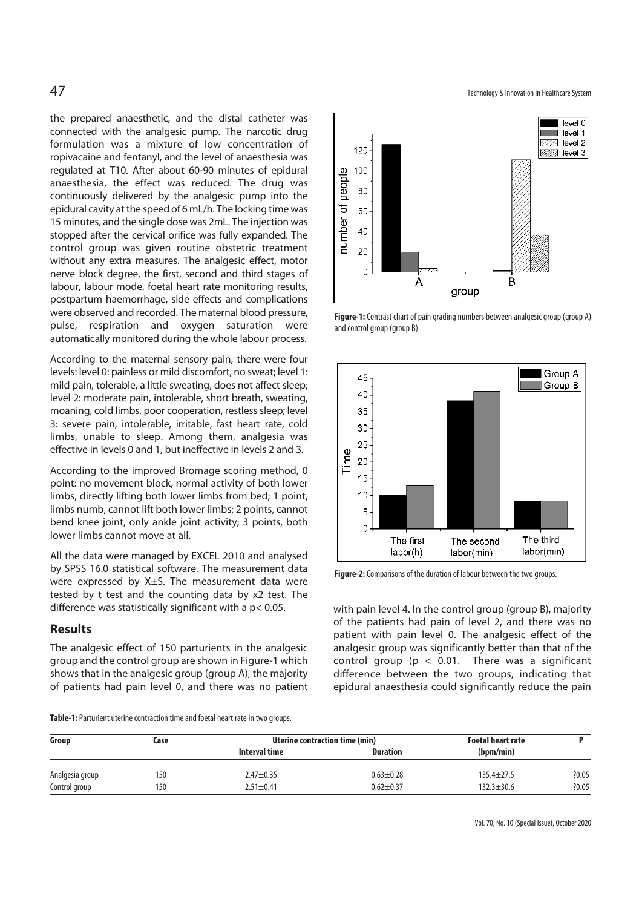the prepared anaesthetic, and the distal catheter was connected with the analgesic pump. The narcotic drug formulation was a mixture of low concentration of ropivacaine and fentanyl, and the level of anaesthesia was regulated at T10. After about 60-90 minutes of epidural anaesthesia, the effect was reduced. The drug was continuously delivered by the analgesic pump into the epidural cavity at the speed of 6 mL/h. The locking time was 15 minutes, and the single dose was 2mL. The injection was stopped after the cervical orifice was fully expanded. The control group was given routine obstetric treatment without any extra measures. The analgesic effect, motor nerve block degree, the first, second and third stages of labour, labour mode, foetal heart rate monitoring results, postpartum haemorrhage, side effects and complications were observed and recorded. The maternal blood pressure, pulse, respiration and oxygen saturation were automatically monitored during the whole labour process.

According to the maternal sensory pain, there were four levels: level 0: painless or mild discomfort, no sweat; level 1: mild pain, tolerable, a little sweating, does not affect sleep; level 2: moderate pain, intolerable, short breath, sweating, moaning, cold limbs, poor cooperation, restless sleep; level 3: severe pain, intolerable, irritable, fast heart rate, cold limbs, unable to sleep. Among them, analgesia was effective in levels 0 and 1, but ineffective in levels 2 and 3.

According to the improved Bromage scoring method, 0 point: no movement block, normal activity of both lower limbs, directly lifting both lower limbs from bed; 1 point, limbs numb, cannot lift both lower limbs; 2 points, cannot bend knee joint, only ankle joint activity; 3 points, both lower limbs cannot move at all.

All the data were managed by EXCEL 2010 and analysed by SPSS 16.0 statistical software. The measurement data were expressed by X±S. The measurement data were tested by t test and the counting data by x2 test. The difference was statistically significant with a $p < 0.05$.

## Results

The analgesic effect of 150 parturients in the analgesic group and the control group are shown in Figure-1 which shows that in the analgesic group (group A), the majority of patients had pain level 0, and there was no patient with pain level 4. In the control group (group B), majority of the patients had pain of level 2, and there was no patient with pain level 0. The analgesic effect of the analgesic group was significantly better than that of the control group ($p < 0.01$. There was a significant difference between the two groups, indicating that epidural anaesthesia could significantly reduce the pain

**Figure-1:** Contrast chart of pain grading numbers between analgesic group (group A) and control group (group B).

**Figure-2:** Comparisons of the duration of labour between the two groups.

**Table-1:** Parturient uterine contraction time and foetal heart rate in two groups.

| Group | Case | Uterine contraction time (min) | | Foetal heart rate | P |
|---|---|---|---|---|---|
| | | Interval time | Duration | (bpm/min) | |
| Analgesia group | 150 | 2.47±0.35 | 0.63±0.28 | 135.4±27.5 | ?0.05 |
| Control group | 150 | 2.51±0.41 | 0.62±0.37 | 132.3±30.6 | ?0.05 |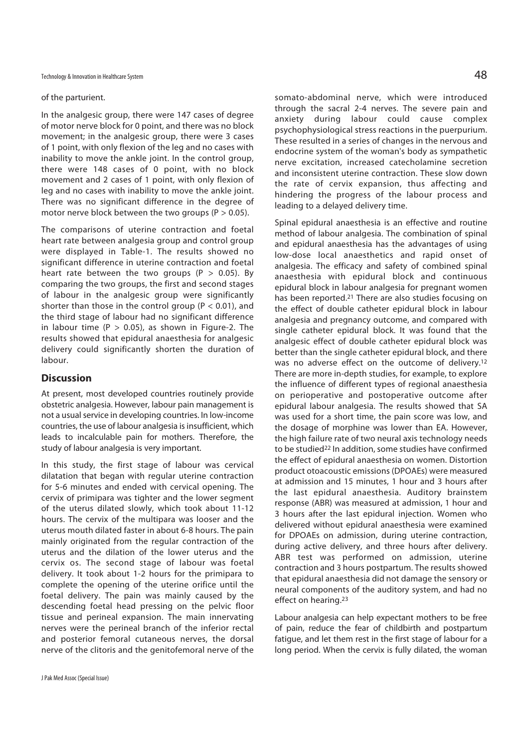of the parturient.

In the analgesic group, there were 147 cases of degree of motor nerve block for 0 point, and there was no block movement; in the analgesic group, there were 3 cases of 1 point, with only flexion of the leg and no cases with inability to move the ankle joint. In the control group, there were 148 cases of 0 point, with no block movement and 2 cases of 1 point, with only flexion of leg and no cases with inability to move the ankle joint. There was no significant difference in the degree of motor nerve block between the two groups ($P > 0.05$).

The comparisons of uterine contraction and foetal heart rate between analgesia group and control group were displayed in Table-1. The results showed no significant difference in uterine contraction and foetal heart rate between the two groups ($P > 0.05$). By comparing the two groups, the first and second stages of labour in the analgesic group were significantly shorter than those in the control group ($P < 0.01$), and the third stage of labour had no significant difference in labour time ($P > 0.05$), as shown in Figure-2. The results showed that epidural anaesthesia for analgesic delivery could significantly shorten the duration of labour.

## Discussion

At present, most developed countries routinely provide obstetric analgesia. However, labour pain management is not a usual service in developing countries. In low-income countries, the use of labour analgesia is insufficient, which leads to incalculable pain for mothers. Therefore, the study of labour analgesia is very important.

In this study, the first stage of labour was cervical dilatation that began with regular uterine contraction for 5-6 minutes and ended with cervical opening. The cervix of primipara was tighter and the lower segment of the uterus dilated slowly, which took about 11-12 hours. The cervix of the multipara was looser and the uterus mouth dilated faster in about 6-8 hours. The pain mainly originated from the regular contraction of the uterus and the dilation of the lower uterus and the cervix os. The second stage of labour was foetal delivery. It took about 1-2 hours for the primipara to complete the opening of the uterine orifice until the foetal delivery. The pain was mainly caused by the descending foetal head pressing on the pelvic floor tissue and perineal expansion. The main innervating nerves were the perineal branch of the inferior rectal and posterior femoral cutaneous nerves, the dorsal nerve of the clitoris and the genitofemoral nerve of the somato-abdominal nerve, which were introduced through the sacral 2-4 nerves. The severe pain and anxiety during labour could cause complex psychophysiological stress reactions in the puerpurium. These resulted in a series of changes in the nervous and endocrine system of the woman's body as sympathetic nerve excitation, increased catecholamine secretion and inconsistent uterine contraction. These slow down the rate of cervix expansion, thus affecting and hindering the progress of the labour process and leading to a delayed delivery time.

Spinal epidural anaesthesia is an effective and routine method of labour analgesia. The combination of spinal and epidural anaesthesia has the advantages of using low-dose local anaesthetics and rapid onset of analgesia. The efficacy and safety of combined spinal anaesthesia with epidural block and continuous epidural block in labour analgesia for pregnant women has been reported.[21] There are also studies focusing on the effect of double catheter epidural block in labour analgesia and pregnancy outcome, and compared with single catheter epidural block. It was found that the analgesic effect of double catheter epidural block was better than the single catheter epidural block, and there was no adverse effect on the outcome of delivery.[12] There are more in-depth studies, for example, to explore the influence of different types of regional anaesthesia on perioperative and postoperative outcome after epidural labour analgesia. The results showed that SA was used for a short time, the pain score was low, and the dosage of morphine was lower than EA. However, the high failure rate of two neural axis technology needs to be studied[22] In addition, some studies have confirmed the effect of epidural anaesthesia on women. Distortion product otoacoustic emissions (DPOAEs) were measured at admission and 15 minutes, 1 hour and 3 hours after the last epidural anaesthesia. Auditory brainstem response (ABR) was measured at admission, 1 hour and 3 hours after the last epidural injection. Women who delivered without epidural anaesthesia were examined for DPOAEs on admission, during uterine contraction, during active delivery, and three hours after delivery. ABR test was performed on admission, uterine contraction and 3 hours postpartum. The results showed that epidural anaesthesia did not damage the sensory or neural components of the auditory system, and had no effect on hearing.[23]

Labour analgesia can help expectant mothers to be free of pain, reduce the fear of childbirth and postpartum fatigue, and let them rest in the first stage of labour for a long period. When the cervix is fully dilated, the woman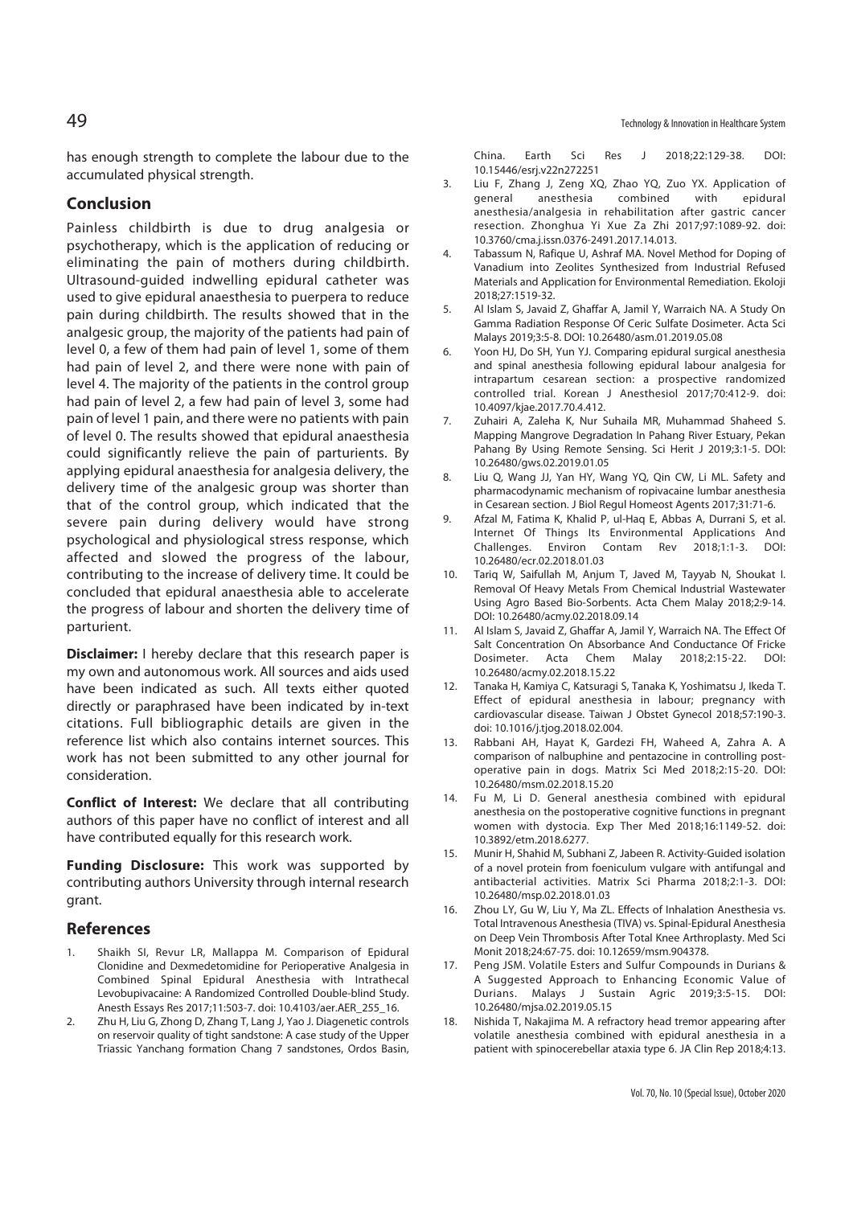has enough strength to complete the labour due to the accumulated physical strength.

## Conclusion

Painless childbirth is due to drug analgesia or psychotherapy, which is the application of reducing or eliminating the pain of mothers during childbirth. Ultrasound-guided indwelling epidural catheter was used to give epidural anaesthesia to puerpera to reduce pain during childbirth. The results showed that in the analgesic group, the majority of the patients had pain of level 0, a few of them had pain of level 1, some of them had pain of level 2, and there were none with pain of level 4. The majority of the patients in the control group had pain of level 2, a few had pain of level 3, some had pain of level 1 pain, and there were no patients with pain of level 0. The results showed that epidural anaesthesia could significantly relieve the pain of parturients. By applying epidural anaesthesia for analgesia delivery, the delivery time of the analgesic group was shorter than that of the control group, which indicated that the severe pain during delivery would have strong psychological and physiological stress response, which affected and slowed the progress of the labour, contributing to the increase of delivery time. It could be concluded that epidural anaesthesia able to accelerate the progress of labour and shorten the delivery time of parturient.

**Disclaimer:** I hereby declare that this research paper is my own and autonomous work. All sources and aids used have been indicated as such. All texts either quoted directly or paraphrased have been indicated by in-text citations. Full bibliographic details are given in the reference list which also contains internet sources. This work has not been submitted to any other journal for consideration.

**Conflict of Interest:** We declare that all contributing authors of this paper have no conflict of interest and all have contributed equally for this research work.

**Funding Disclosure:** This work was supported by contributing authors University through internal research grant.

## References

1. Shaikh SI, Revur LR, Mallappa M. Comparison of Epidural Clonidine and Dexmedetomidine for Perioperative Analgesia in Combined Spinal Epidural Anesthesia with Intrathecal Levobupivacaine: A Randomized Controlled Double-blind Study. Anesth Essays Res 2017;11:503-7. doi: 10.4103/aer.AER_255_16.
2. Zhu H, Liu G, Zhong D, Zhang T, Lang J, Yao J. Diagenetic controls on reservoir quality of tight sandstone: A case study of the Upper Triassic Yanchang formation Chang 7 sandstones, Ordos Basin, China. Earth Sci Res J 2018;22:129-38. DOI: 10.15446/esrj.v22n272251
3. Liu F, Zhang J, Zeng XQ, Zhao YQ, Zuo YX. Application of general anesthesia combined with epidural anesthesia/analgesia in rehabilitation after gastric cancer resection. Zhonghua Yi Xue Za Zhi 2017;97:1089-92. doi: 10.3760/cma.j.issn.0376-2491.2017.14.013.
4. Tabassum N, Rafique U, Ashraf MA. Novel Method for Doping of Vanadium into Zeolites Synthesized from Industrial Refused Materials and Application for Environmental Remediation. Ekoloji 2018;27:1519-32.
5. Al Islam S, Javaid Z, Ghaffar A, Jamil Y, Warraich NA. A Study On Gamma Radiation Response Of Ceric Sulfate Dosimeter. Acta Sci Malays 2019;3:5-8. DOI: 10.26480/asm.01.2019.05.08
6. Yoon HJ, Do SH, Yun YJ. Comparing epidural surgical anesthesia and spinal anesthesia following epidural labour analgesia for intrapartum cesarean section: a prospective randomized controlled trial. Korean J Anesthesiol 2017;70:412-9. doi: 10.4097/kjae.2017.70.4.412.
7. Zuhairi A, Zaleha K, Nur Suhaila MR, Muhammad Shaheed S. Mapping Mangrove Degradation In Pahang River Estuary, Pekan Pahang By Using Remote Sensing. Sci Herit J 2019;3:1-5. DOI: 10.26480/gws.02.2019.01.05
8. Liu Q, Wang JJ, Yan HY, Wang YQ, Qin CW, Li ML. Safety and pharmacodynamic mechanism of ropivacaine lumbar anesthesia in Cesarean section. J Biol Regul Homeost Agents 2017;31:71-6.
9. Afzal M, Fatima K, Khalid P, ul-Haq E, Abbas A, Durrani S, et al. Internet Of Things Its Environmental Applications And Challenges. Environ Contam Rev 2018;1:1-3. DOI: 10.26480/ecr.02.2018.01.03
10. Tariq W, Saifullah M, Anjum T, Javed M, Tayyab N, Shoukat I. Removal Of Heavy Metals From Chemical Industrial Wastewater Using Agro Based Bio-Sorbents. Acta Chem Malay 2018;2:9-14. DOI: 10.26480/acmy.02.2018.09.14
11. Al Islam S, Javaid Z, Ghaffar A, Jamil Y, Warraich NA. The Effect Of Salt Concentration On Absorbance And Conductance Of Fricke Dosimeter. Acta Chem Malay 2018;2:15-22. DOI: 10.26480/acmy.02.2018.15.22
12. Tanaka H, Kamiya C, Katsuragi S, Tanaka K, Yoshimatsu J, Ikeda T. Effect of epidural anesthesia in labour; pregnancy with cardiovascular disease. Taiwan J Obstet Gynecol 2018;57:190-3. doi: 10.1016/j.tjog.2018.02.004.
13. Rabbani AH, Hayat K, Gardezi FH, Waheed A, Zahra A. A comparison of nalbuphine and pentazocine in controlling post-operative pain in dogs. Matrix Sci Med 2018;2:15-20. DOI: 10.26480/msm.02.2018.15.20
14. Fu M, Li D. General anesthesia combined with epidural anesthesia on the postoperative cognitive functions in pregnant women with dystocia. Exp Ther Med 2018;16:1149-52. doi: 10.3892/etm.2018.6277.
15. Munir H, Shahid M, Subhani Z, Jabeen R. Activity-Guided isolation of a novel protein from foeniculum vulgare with antifungal and antibacterial activities. Matrix Sci Pharma 2018;2:1-3. DOI: 10.26480/msp.02.2018.01.03
16. Zhou LY, Gu W, Liu Y, Ma ZL. Effects of Inhalation Anesthesia vs. Total Intravenous Anesthesia (TIVA) vs. Spinal-Epidural Anesthesia on Deep Vein Thrombosis After Total Knee Arthroplasty. Med Sci Monit 2018;24:67-75. doi: 10.12659/msm.904378.
17. Peng JSM. Volatile Esters and Sulfur Compounds in Durians & A Suggested Approach to Enhancing Economic Value of Durians. Malays J Sustain Agric 2019;3:5-15. DOI: 10.26480/mjsa.02.2019.05.15
18. Nishida T, Nakajima M. A refractory head tremor appearing after volatile anesthesia combined with epidural anesthesia in a patient with spinocerebellar ataxia type 6. JA Clin Rep 2018;4:13.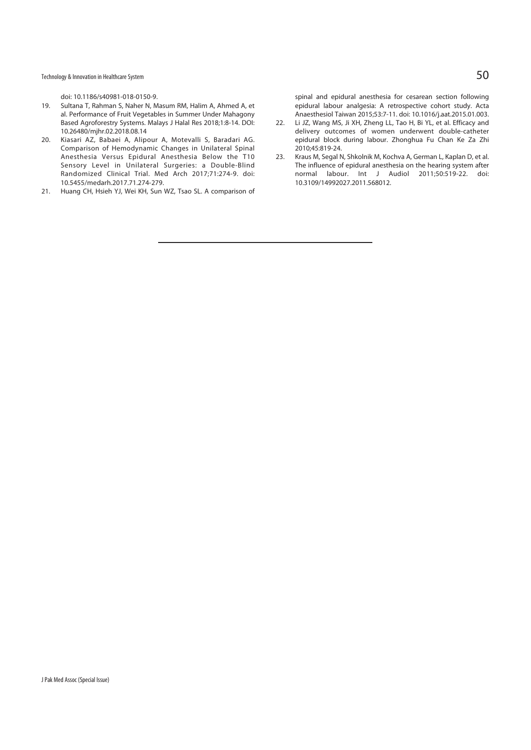doi: 10.1186/s40981-018-0150-9.

19. Sultana T, Rahman S, Naher N, Masum RM, Halim A, Ahmed A, et al. Performance of Fruit Vegetables in Summer Under Mahagony Based Agroforestry Systems. Malays J Halal Res 2018;1:8-14. DOI: 10.26480/mjhr.02.2018.08.14
20. Kiasari AZ, Babaei A, Alipour A, Motevalli S, Baradari AG. Comparison of Hemodynamic Changes in Unilateral Spinal Anesthesia Versus Epidural Anesthesia Below the T10 Sensory Level in Unilateral Surgeries: a Double-Blind Randomized Clinical Trial. Med Arch 2017;71:274-9. doi: 10.5455/medarh.2017.71.274-279.
21. Huang CH, Hsieh YJ, Wei KH, Sun WZ, Tsao SL. A comparison of spinal and epidural anesthesia for cesarean section following epidural labour analgesia: A retrospective cohort study. Acta Anaesthesiol Taiwan 2015;53:7-11. doi: 10.1016/j.aat.2015.01.003.
22. Li JZ, Wang MS, Ji XH, Zheng LL, Tao H, Bi YL, et al. Efficacy and delivery outcomes of women underwent double-catheter epidural block during labour. Zhonghua Fu Chan Ke Za Zhi 2010;45:819-24.
23. Kraus M, Segal N, Shkolnik M, Kochva A, German L, Kaplan D, et al. The influence of epidural anesthesia on the hearing system after normal labour. Int J Audiol 2011;50:519-22. doi: 10.3109/14992027.2011.568012.